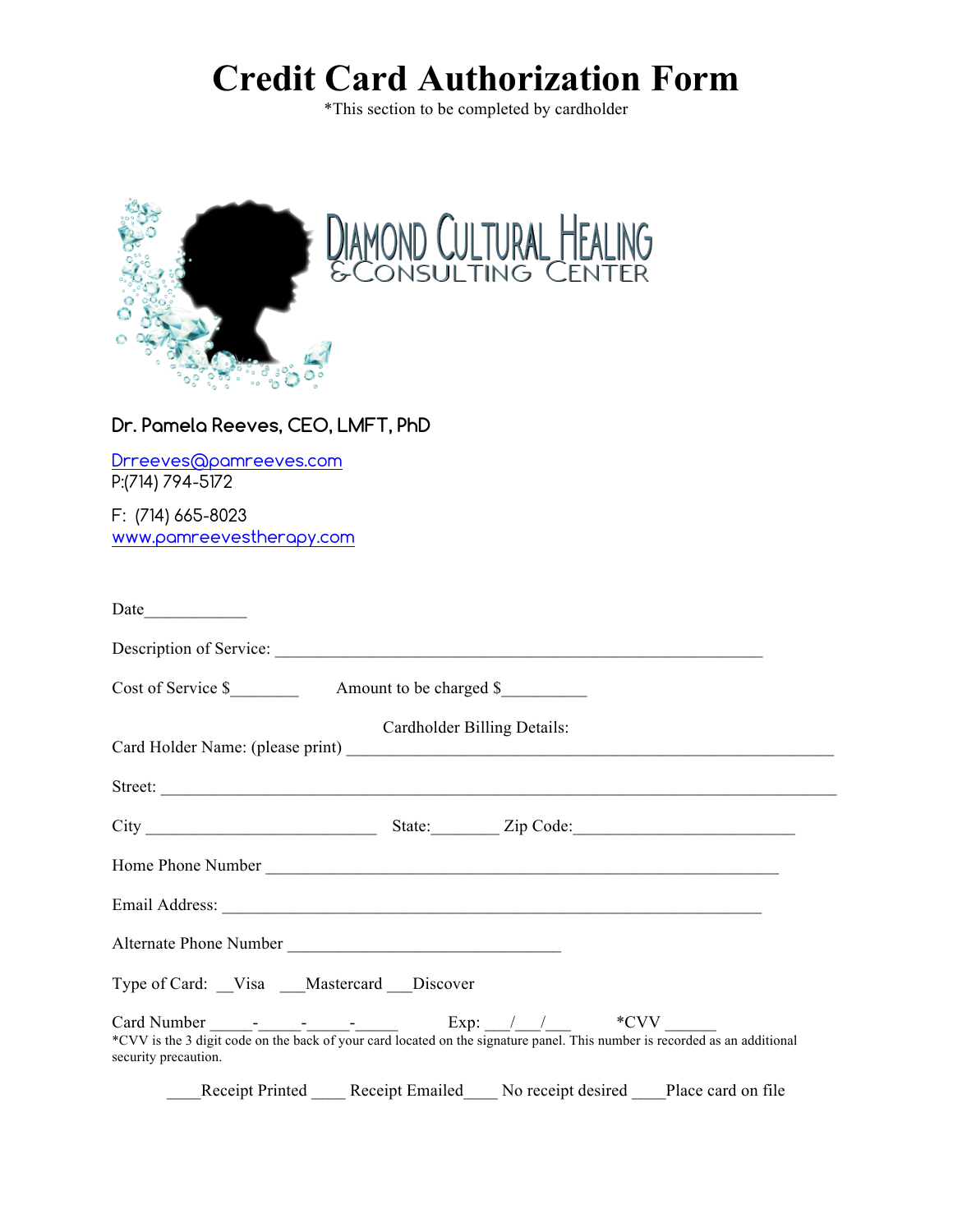# Credit Card Authorization Form

*This section to be completed by cardholder

DIAMOND CULTURAL HEALING
& CONSULTING CENTER

**Dr. Pamela Reeves, CEO, LMFT, PhD**

Drreeves@pamreeves.com
P:(714) 794-5172

F: (714) 665-8023
www.pamreevestherapy.com

Date____________

Description of Service: ___________________________________________________________

Cost of Service $________ Amount to be charged $__________

Cardholder Billing Details:

Card Holder Name: (please print) ___________________________________________________________

Street: ___________________________________________________________________________________

City ____________________________ State:________ Zip Code:__________________________

Home Phone Number _______________________________________________________________

Email Address: ____________________________________________________________________

Alternate Phone Number _________________________________

Type of Card: __Visa ___Mastercard ___Discover

Card Number _____-_____-_____-_____ Exp: ___/___/___ *CVV ______

*CVV is the 3 digit code on the back of your card located on the signature panel. This number is recorded as an additional security precaution.

____Receipt Printed ____ Receipt Emailed____ No receipt desired ____Place card on file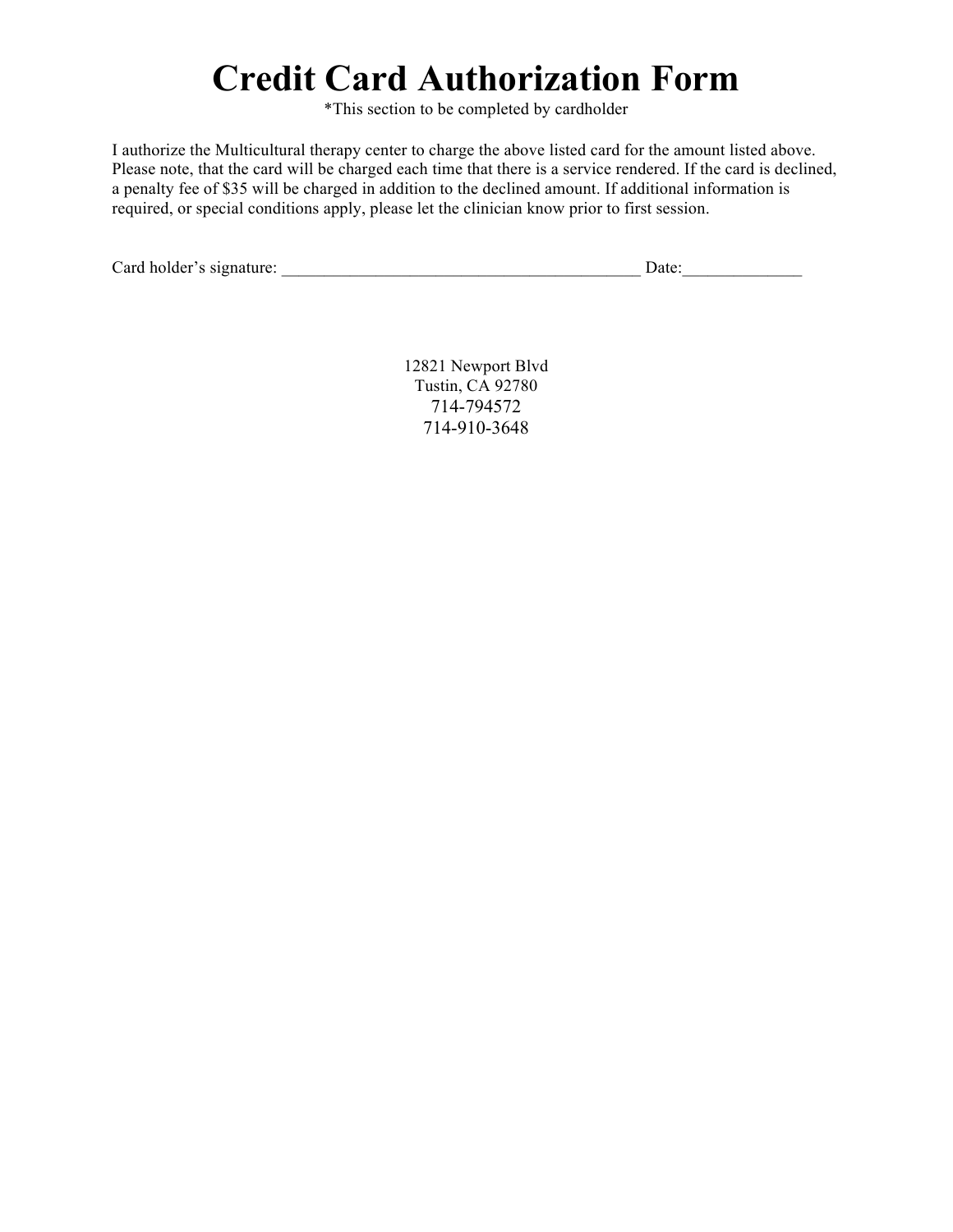# Credit Card Authorization Form

*This section to be completed by cardholder

I authorize the Multicultural therapy center to charge the above listed card for the amount listed above. Please note, that the card will be charged each time that there is a service rendered. If the card is declined, a penalty fee of $35 will be charged in addition to the declined amount. If additional information is required, or special conditions apply, please let the clinician know prior to first session.

Card holder's signature: ___________________________________________ Date:______________

12821 Newport Blvd
Tustin, CA 92780
714-794572
714-910-3648